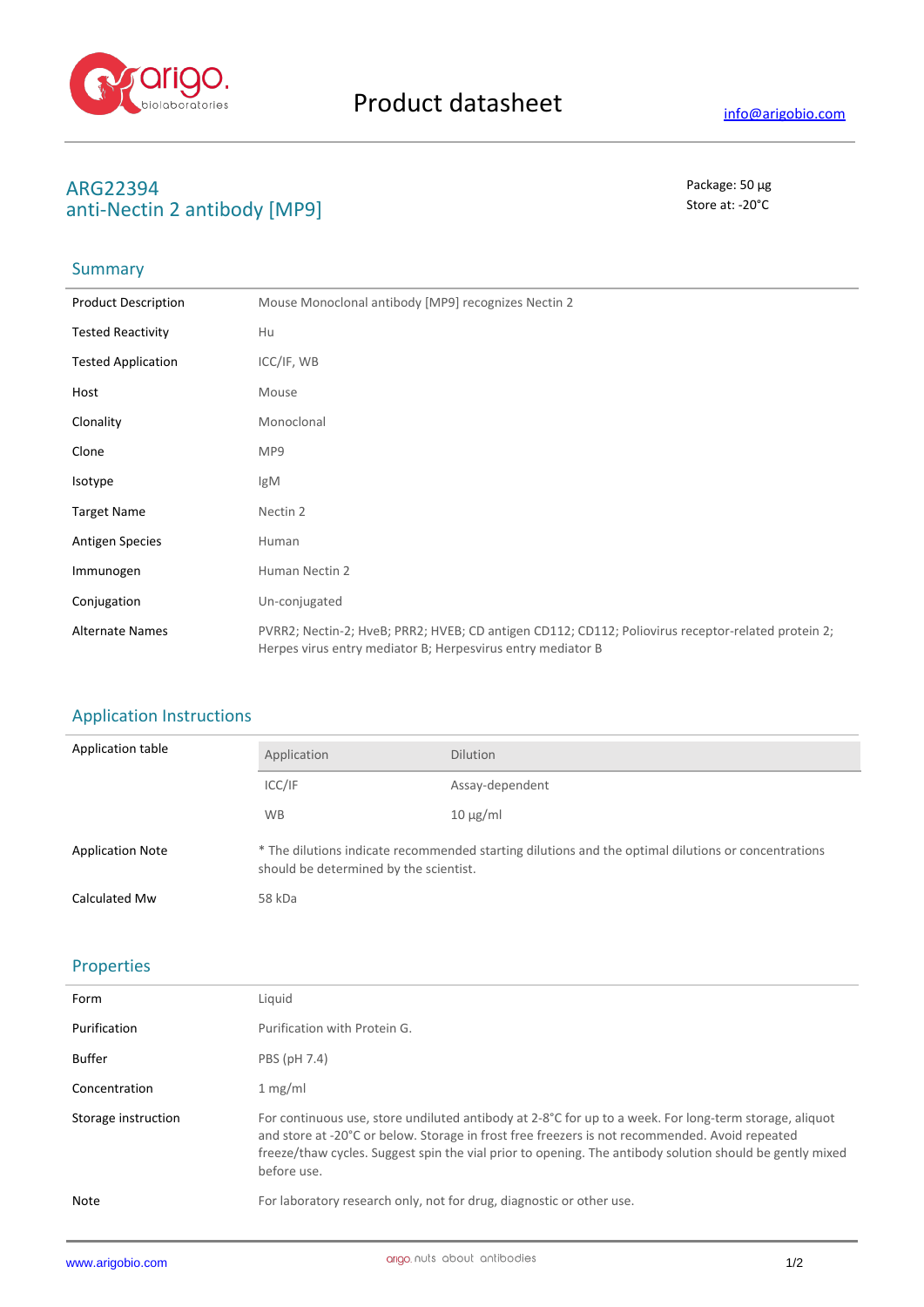# Product datasheet

info@arigobio.com

## ARG22394
## anti-Nectin 2 antibody [MP9]

Package: 50 μg
Store at: -20°C

## Summary

| | |
|---|---|
| Product Description | Mouse Monoclonal antibody [MP9] recognizes Nectin 2 |
| Tested Reactivity | Hu |
| Tested Application | ICC/IF, WB |
| Host | Mouse |
| Clonality | Monoclonal |
| Clone | MP9 |
| Isotype | IgM |
| Target Name | Nectin 2 |
| Antigen Species | Human |
| Immunogen | Human Nectin 2 |
| Conjugation | Un-conjugated |
| Alternate Names | PVRR2; Nectin-2; HveB; PRR2; HVEB; CD antigen CD112; CD112; Poliovirus receptor-related protein 2; Herpes virus entry mediator B; Herpesvirus entry mediator B |

## Application Instructions

Application table

| Application | Dilution |
|---|---|
| ICC/IF | Assay-dependent |
| WB | 10 μg/ml |

| | |
|---|---|
| Application Note | * The dilutions indicate recommended starting dilutions and the optimal dilutions or concentrations should be determined by the scientist. |
| Calculated Mw | 58 kDa |

## Properties

| | |
|---|---|
| Form | Liquid |
| Purification | Purification with Protein G. |
| Buffer | PBS (pH 7.4) |
| Concentration | 1 mg/ml |
| Storage instruction | For continuous use, store undiluted antibody at 2-8°C for up to a week. For long-term storage, aliquot and store at -20°C or below. Storage in frost free freezers is not recommended. Avoid repeated freeze/thaw cycles. Suggest spin the vial prior to opening. The antibody solution should be gently mixed before use. |
| Note | For laboratory research only, not for drug, diagnostic or other use. |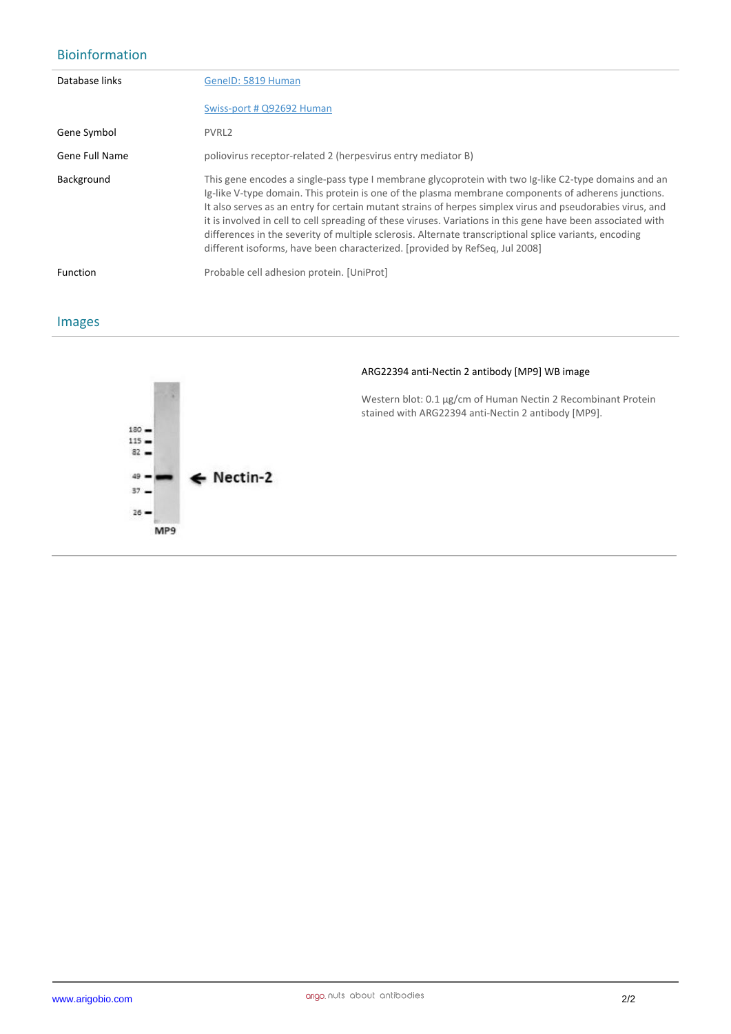## Bioinformation

| | |
|---|---|
| Database links | GeneID: 5819 Human |
| | Swiss-port # Q92692 Human |
| Gene Symbol | PVRL2 |
| Gene Full Name | poliovirus receptor-related 2 (herpesvirus entry mediator B) |
| Background | This gene encodes a single-pass type I membrane glycoprotein with two Ig-like C2-type domains and an Ig-like V-type domain. This protein is one of the plasma membrane components of adherens junctions. It also serves as an entry for certain mutant strains of herpes simplex virus and pseudorabies virus, and it is involved in cell to cell spreading of these viruses. Variations in this gene have been associated with differences in the severity of multiple sclerosis. Alternate transcriptional splice variants, encoding different isoforms, have been characterized. [provided by RefSeq, Jul 2008] |
| Function | Probable cell adhesion protein. [UniProt] |

## Images

180
115
82
49
37
26
MP9
Nectin-2

ARG22394 anti-Nectin 2 antibody [MP9] WB image

Western blot: 0.1 µg/cm of Human Nectin 2 Recombinant Protein stained with ARG22394 anti-Nectin 2 antibody [MP9].